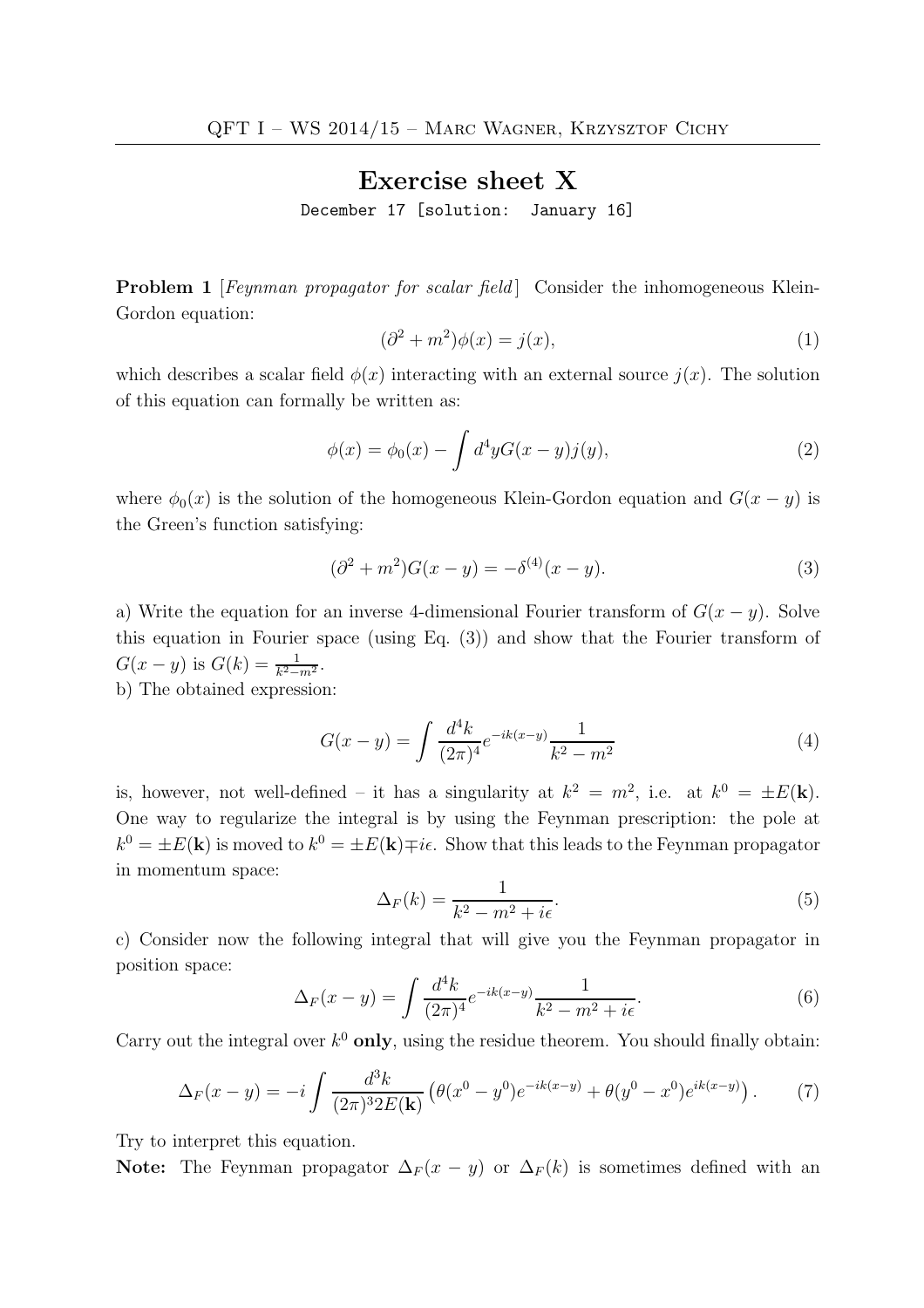# Exercise sheet X

December 17 [solution: January 16]

**Problem 1** [*Feynman propagator for scalar field*] Consider the inhomogeneous Klein-Gordon equation:

$$(\partial^2 + m^2)\phi(x) = j(x), \tag{1}$$

which describes a scalar field $\phi(x)$ interacting with an external source $j(x)$. The solution of this equation can formally be written as:

$$\phi(x) = \phi_0(x) - \int d^4y G(x-y) j(y), \tag{2}$$

where $\phi_0(x)$ is the solution of the homogeneous Klein-Gordon equation and $G(x-y)$ is the Green's function satisfying:

$$(\partial^2 + m^2)G(x-y) = -\delta^{(4)}(x-y). \tag{3}$$

a) Write the equation for an inverse 4-dimensional Fourier transform of $G(x-y)$. Solve this equation in Fourier space (using Eq. (3)) and show that the Fourier transform of $G(x-y)$ is $G(k) = \frac{1}{k^2-m^2}$.

b) The obtained expression:

$$G(x-y) = \int \frac{d^4k}{(2\pi)^4} e^{-ik(x-y)} \frac{1}{k^2-m^2} \tag{4}$$

is, however, not well-defined – it has a singularity at $k^2 = m^2$, i.e. at $k^0 = \pm E(\mathbf{k})$. One way to regularize the integral is by using the Feynman prescription: the pole at $k^0 = \pm E(\mathbf{k})$ is moved to $k^0 = \pm E(\mathbf{k}) \mp i\epsilon$. Show that this leads to the Feynman propagator in momentum space:

$$\Delta_F(k) = \frac{1}{k^2 - m^2 + i\epsilon}. \tag{5}$$

c) Consider now the following integral that will give you the Feynman propagator in position space:

$$\Delta_F(x-y) = \int \frac{d^4k}{(2\pi)^4} e^{-ik(x-y)} \frac{1}{k^2 - m^2 + i\epsilon}. \tag{6}$$

Carry out the integral over $k^0$ **only**, using the residue theorem. You should finally obtain:

$$\Delta_F(x-y) = -i \int \frac{d^3k}{(2\pi)^3 2E(\mathbf{k})} \left( \theta(x^0 - y^0) e^{-ik(x-y)} + \theta(y^0 - x^0) e^{ik(x-y)} \right). \tag{7}$$

Try to interpret this equation.

**Note:** The Feynman propagator $\Delta_F(x-y)$ or $\Delta_F(k)$ is sometimes defined with an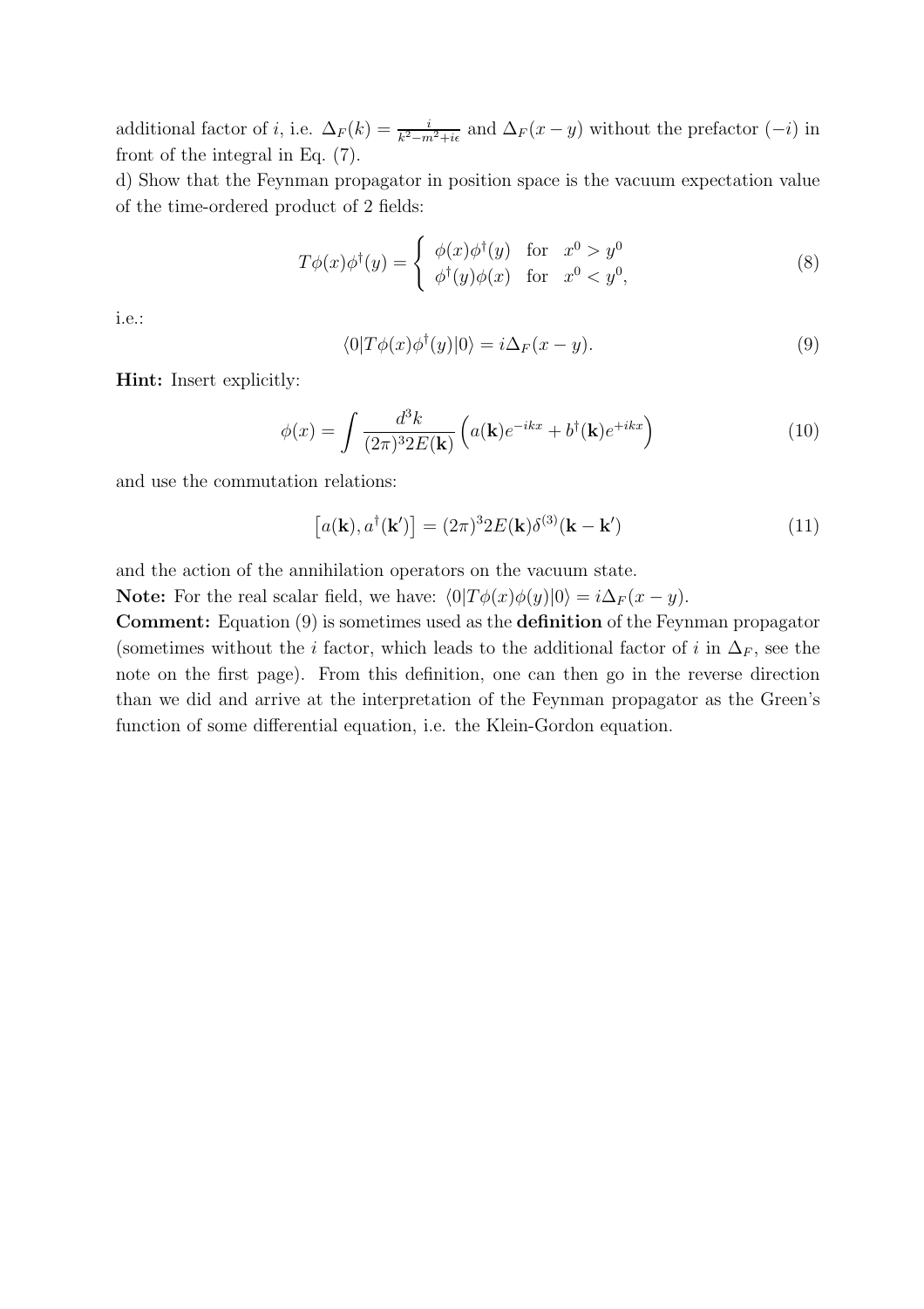additional factor of $i$, i.e. $\Delta_F(k) = \frac{i}{k^2 - m^2 + i\epsilon}$ and $\Delta_F(x-y)$ without the prefactor $(-i)$ in front of the integral in Eq. (7).

d) Show that the Feynman propagator in position space is the vacuum expectation value of the time-ordered product of 2 fields:

$$T\phi(x)\phi^\dagger(y) = \begin{cases} \phi(x)\phi^\dagger(y) & \text{for} \quad x^0 > y^0 \\ \phi^\dagger(y)\phi(x) & \text{for} \quad x^0 < y^0, \end{cases} \tag{8}$$

i.e.:

$$\langle 0|T\phi(x)\phi^\dagger(y)|0\rangle = i\Delta_F(x-y). \tag{9}$$

**Hint:** Insert explicitly:

$$\phi(x) = \int \frac{d^3k}{(2\pi)^3 2E(\mathbf{k})} \left( a(\mathbf{k})e^{-ikx} + b^\dagger(\mathbf{k})e^{+ikx} \right) \tag{10}$$

and use the commutation relations:

$$\left[a(\mathbf{k}), a^\dagger(\mathbf{k}')\right] = (2\pi)^3 2E(\mathbf{k})\delta^{(3)}(\mathbf{k}-\mathbf{k}') \tag{11}$$

and the action of the annihilation operators on the vacuum state.

**Note:** For the real scalar field, we have: $\langle 0|T\phi(x)\phi(y)|0\rangle = i\Delta_F(x-y)$.

**Comment:** Equation (9) is sometimes used as the **definition** of the Feynman propagator (sometimes without the $i$ factor, which leads to the additional factor of $i$ in $\Delta_F$, see the note on the first page). From this definition, one can then go in the reverse direction than we did and arrive at the interpretation of the Feynman propagator as the Green's function of some differential equation, i.e. the Klein-Gordon equation.